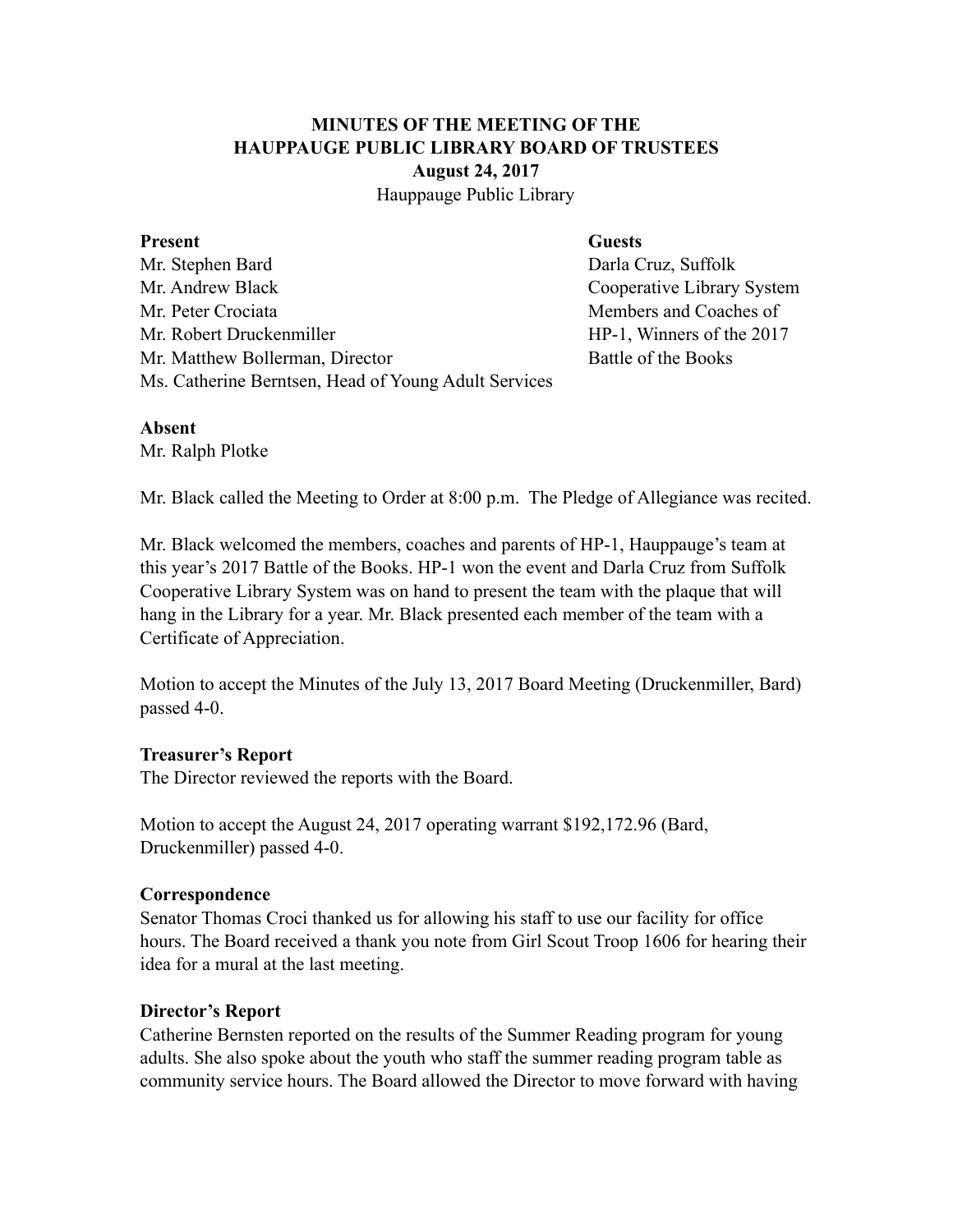**MINUTES OF THE MEETING OF THE**
**HAUPPAUGE PUBLIC LIBRARY BOARD OF TRUSTEES**
**August 24, 2017**
Hauppauge Public Library

**Present**
Mr. Stephen Bard
Mr. Andrew Black
Mr. Peter Crociata
Mr. Robert Druckenmiller
Mr. Matthew Bollerman, Director
Ms. Catherine Berntsen, Head of Young Adult Services

**Guests**
Darla Cruz, Suffolk Cooperative Library System
Members and Coaches of HP-1, Winners of the 2017 Battle of the Books

**Absent**
Mr. Ralph Plotke

Mr. Black called the Meeting to Order at 8:00 p.m. The Pledge of Allegiance was recited.

Mr. Black welcomed the members, coaches and parents of HP-1, Hauppauge's team at this year's 2017 Battle of the Books. HP-1 won the event and Darla Cruz from Suffolk Cooperative Library System was on hand to present the team with the plaque that will hang in the Library for a year. Mr. Black presented each member of the team with a Certificate of Appreciation.

Motion to accept the Minutes of the July 13, 2017 Board Meeting (Druckenmiller, Bard) passed 4-0.

**Treasurer's Report**
The Director reviewed the reports with the Board.

Motion to accept the August 24, 2017 operating warrant $192,172.96 (Bard, Druckenmiller) passed 4-0.

**Correspondence**
Senator Thomas Croci thanked us for allowing his staff to use our facility for office hours. The Board received a thank you note from Girl Scout Troop 1606 for hearing their idea for a mural at the last meeting.

**Director's Report**
Catherine Bernsten reported on the results of the Summer Reading program for young adults. She also spoke about the youth who staff the summer reading program table as community service hours. The Board allowed the Director to move forward with having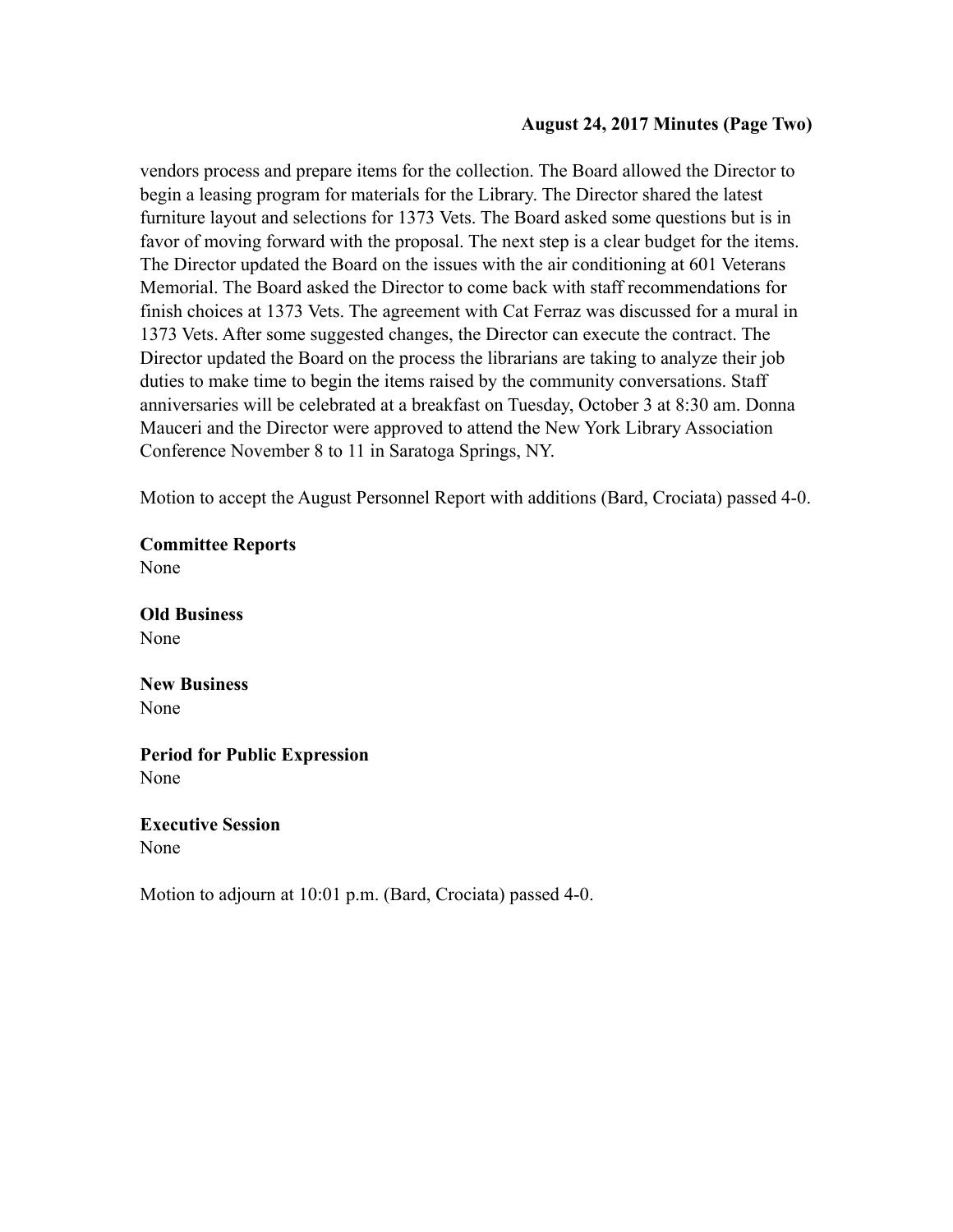vendors process and prepare items for the collection. The Board allowed the Director to begin a leasing program for materials for the Library. The Director shared the latest furniture layout and selections for 1373 Vets. The Board asked some questions but is in favor of moving forward with the proposal. The next step is a clear budget for the items. The Director updated the Board on the issues with the air conditioning at 601 Veterans Memorial. The Board asked the Director to come back with staff recommendations for finish choices at 1373 Vets. The agreement with Cat Ferraz was discussed for a mural in 1373 Vets. After some suggested changes, the Director can execute the contract. The Director updated the Board on the process the librarians are taking to analyze their job duties to make time to begin the items raised by the community conversations. Staff anniversaries will be celebrated at a breakfast on Tuesday, October 3 at 8:30 am. Donna Mauceri and the Director were approved to attend the New York Library Association Conference November 8 to 11 in Saratoga Springs, NY.

Motion to accept the August Personnel Report with additions (Bard, Crociata) passed 4-0.

**Committee Reports**
None

**Old Business**
None

**New Business**
None

**Period for Public Expression**
None

**Executive Session**
None

Motion to adjourn at 10:01 p.m. (Bard, Crociata) passed 4-0.